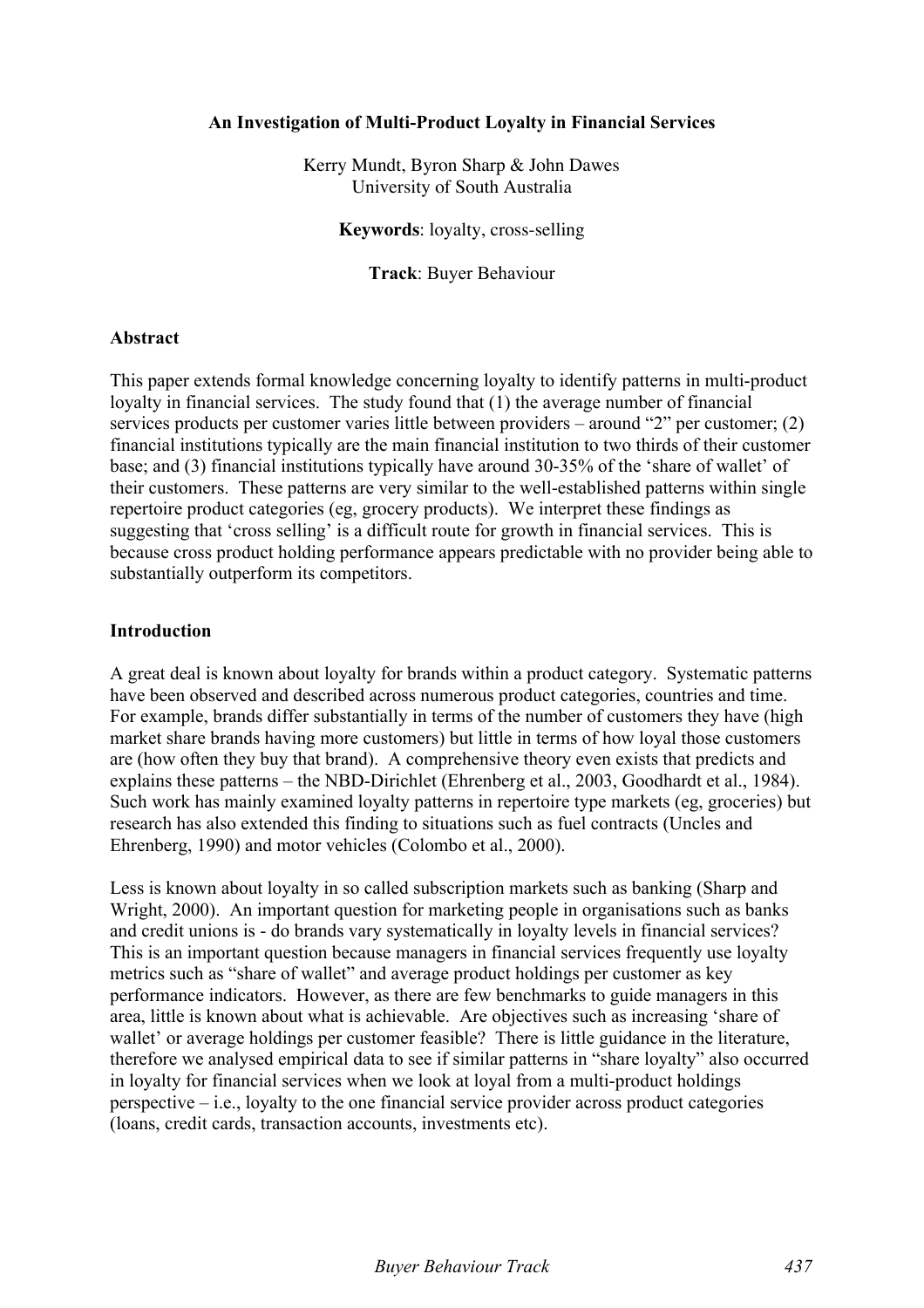# An Investigation of Multi-Product Loyalty in Financial Services

Kerry Mundt, Byron Sharp & John Dawes
University of South Australia

**Keywords**: loyalty, cross-selling

**Track**: Buyer Behaviour

## Abstract

This paper extends formal knowledge concerning loyalty to identify patterns in multi-product loyalty in financial services. The study found that (1) the average number of financial services products per customer varies little between providers – around "2" per customer; (2) financial institutions typically are the main financial institution to two thirds of their customer base; and (3) financial institutions typically have around 30-35% of the 'share of wallet' of their customers. These patterns are very similar to the well-established patterns within single repertoire product categories (eg, grocery products). We interpret these findings as suggesting that 'cross selling' is a difficult route for growth in financial services. This is because cross product holding performance appears predictable with no provider being able to substantially outperform its competitors.

## Introduction

A great deal is known about loyalty for brands within a product category. Systematic patterns have been observed and described across numerous product categories, countries and time. For example, brands differ substantially in terms of the number of customers they have (high market share brands having more customers) but little in terms of how loyal those customers are (how often they buy that brand). A comprehensive theory even exists that predicts and explains these patterns – the NBD-Dirichlet (Ehrenberg et al., 2003, Goodhardt et al., 1984). Such work has mainly examined loyalty patterns in repertoire type markets (eg, groceries) but research has also extended this finding to situations such as fuel contracts (Uncles and Ehrenberg, 1990) and motor vehicles (Colombo et al., 2000).

Less is known about loyalty in so called subscription markets such as banking (Sharp and Wright, 2000). An important question for marketing people in organisations such as banks and credit unions is - do brands vary systematically in loyalty levels in financial services? This is an important question because managers in financial services frequently use loyalty metrics such as "share of wallet" and average product holdings per customer as key performance indicators. However, as there are few benchmarks to guide managers in this area, little is known about what is achievable. Are objectives such as increasing 'share of wallet' or average holdings per customer feasible? There is little guidance in the literature, therefore we analysed empirical data to see if similar patterns in "share loyalty" also occurred in loyalty for financial services when we look at loyal from a multi-product holdings perspective – i.e., loyalty to the one financial service provider across product categories (loans, credit cards, transaction accounts, investments etc).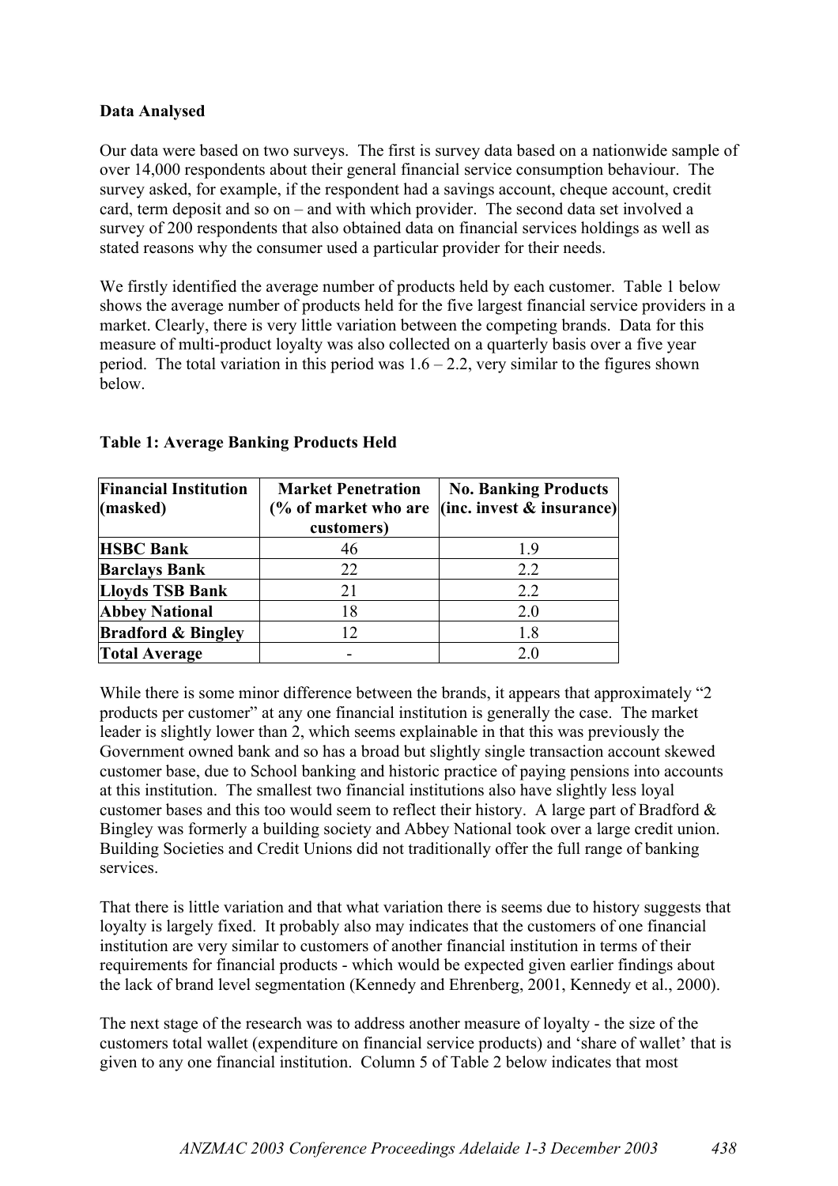**Data Analysed**

Our data were based on two surveys. The first is survey data based on a nationwide sample of over 14,000 respondents about their general financial service consumption behaviour. The survey asked, for example, if the respondent had a savings account, cheque account, credit card, term deposit and so on – and with which provider. The second data set involved a survey of 200 respondents that also obtained data on financial services holdings as well as stated reasons why the consumer used a particular provider for their needs.

We firstly identified the average number of products held by each customer. Table 1 below shows the average number of products held for the five largest financial service providers in a market. Clearly, there is very little variation between the competing brands. Data for this measure of multi-product loyalty was also collected on a quarterly basis over a five year period. The total variation in this period was 1.6 – 2.2, very similar to the figures shown below.

**Table 1: Average Banking Products Held**

| Financial Institution (masked) | Market Penetration (% of market who are customers) | No. Banking Products (inc. invest & insurance) |
|---|---|---|
| **HSBC Bank** | 46 | 1.9 |
| **Barclays Bank** | 22 | 2.2 |
| **Lloyds TSB Bank** | 21 | 2.2 |
| **Abbey National** | 18 | 2.0 |
| **Bradford & Bingley** | 12 | 1.8 |
| **Total Average** | - | 2.0 |

While there is some minor difference between the brands, it appears that approximately "2 products per customer" at any one financial institution is generally the case. The market leader is slightly lower than 2, which seems explainable in that this was previously the Government owned bank and so has a broad but slightly single transaction account skewed customer base, due to School banking and historic practice of paying pensions into accounts at this institution. The smallest two financial institutions also have slightly less loyal customer bases and this too would seem to reflect their history. A large part of Bradford & Bingley was formerly a building society and Abbey National took over a large credit union. Building Societies and Credit Unions did not traditionally offer the full range of banking services.

That there is little variation and that what variation there is seems due to history suggests that loyalty is largely fixed. It probably also may indicates that the customers of one financial institution are very similar to customers of another financial institution in terms of their requirements for financial products - which would be expected given earlier findings about the lack of brand level segmentation (Kennedy and Ehrenberg, 2001, Kennedy et al., 2000).

The next stage of the research was to address another measure of loyalty - the size of the customers total wallet (expenditure on financial service products) and 'share of wallet' that is given to any one financial institution. Column 5 of Table 2 below indicates that most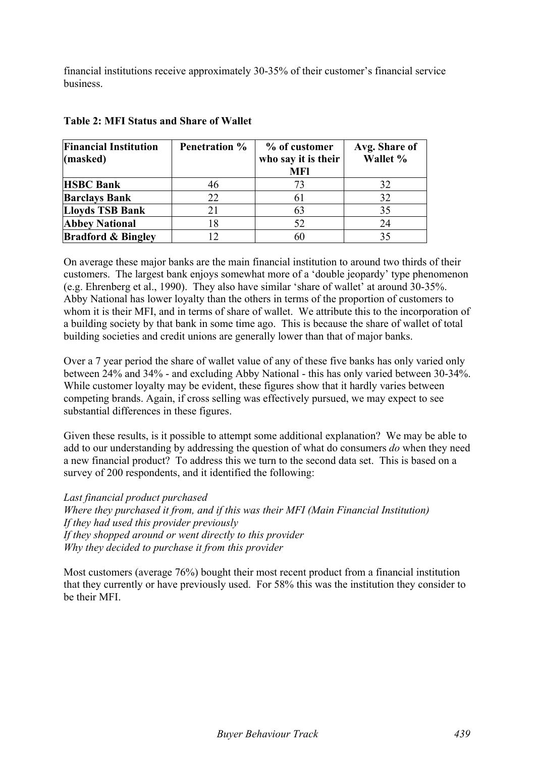financial institutions receive approximately 30-35% of their customer's financial service business.

**Table 2: MFI Status and Share of Wallet**

| Financial Institution (masked) | Penetration % | % of customer who say it is their MFI | Avg. Share of Wallet % |
|---|---|---|---|
| **HSBC Bank** | 46 | 73 | 32 |
| **Barclays Bank** | 22 | 61 | 32 |
| **Lloyds TSB Bank** | 21 | 63 | 35 |
| **Abbey National** | 18 | 52 | 24 |
| **Bradford & Bingley** | 12 | 60 | 35 |

On average these major banks are the main financial institution to around two thirds of their customers. The largest bank enjoys somewhat more of a 'double jeopardy' type phenomenon (e.g. Ehrenberg et al., 1990). They also have similar 'share of wallet' at around 30-35%. Abby National has lower loyalty than the others in terms of the proportion of customers to whom it is their MFI, and in terms of share of wallet. We attribute this to the incorporation of a building society by that bank in some time ago. This is because the share of wallet of total building societies and credit unions are generally lower than that of major banks.

Over a 7 year period the share of wallet value of any of these five banks has only varied only between 24% and 34% - and excluding Abby National - this has only varied between 30-34%. While customer loyalty may be evident, these figures show that it hardly varies between competing brands. Again, if cross selling was effectively pursued, we may expect to see substantial differences in these figures.

Given these results, is it possible to attempt some additional explanation? We may be able to add to our understanding by addressing the question of what do consumers *do* when they need a new financial product? To address this we turn to the second data set. This is based on a survey of 200 respondents, and it identified the following:

*Last financial product purchased*
*Where they purchased it from, and if this was their MFI (Main Financial Institution)*
*If they had used this provider previously*
*If they shopped around or went directly to this provider*
*Why they decided to purchase it from this provider*

Most customers (average 76%) bought their most recent product from a financial institution that they currently or have previously used. For 58% this was the institution they consider to be their MFI.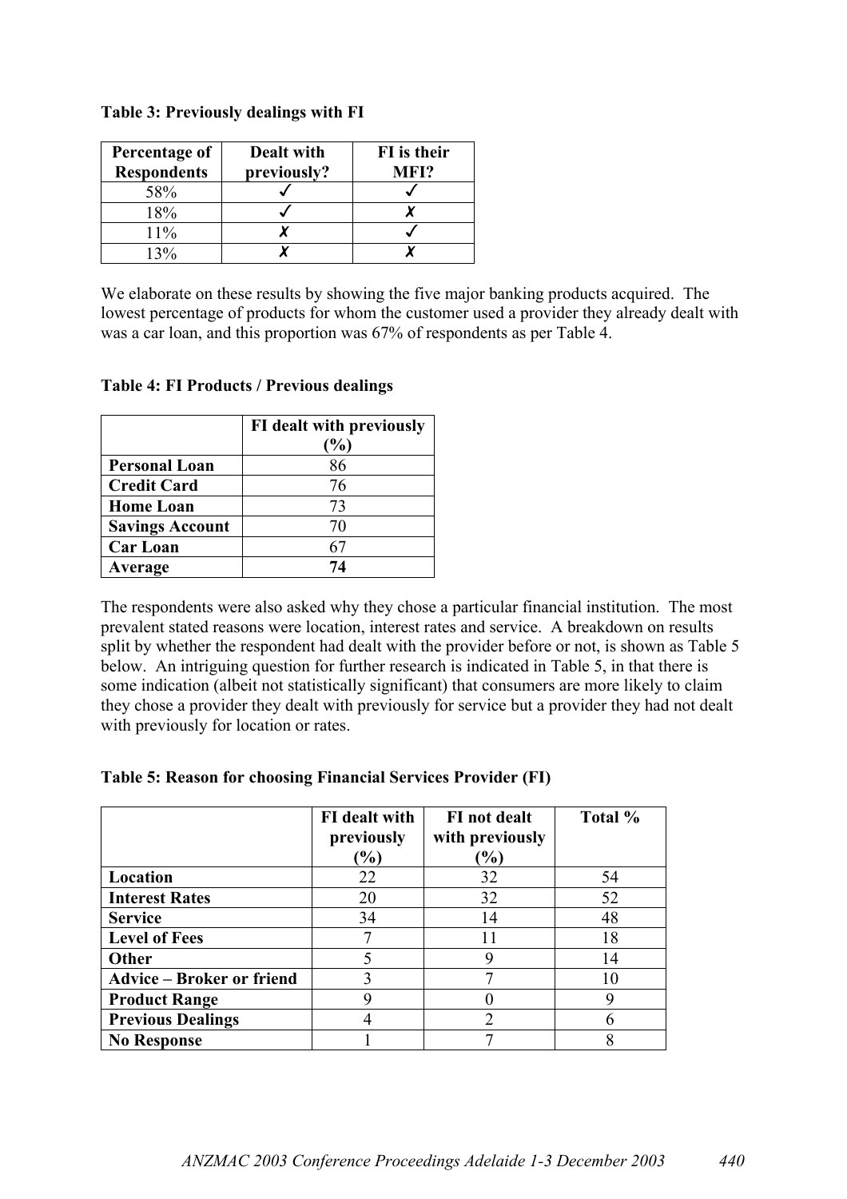**Table 3: Previously dealings with FI**

| Percentage of Respondents | Dealt with previously? | FI is their MFI? |
|---|---|---|
| 58% | ✓ | ✓ |
| 18% | ✓ | ✗ |
| 11% | ✗ | ✓ |
| 13% | ✗ | ✗ |

We elaborate on these results by showing the five major banking products acquired. The lowest percentage of products for whom the customer used a provider they already dealt with was a car loan, and this proportion was 67% of respondents as per Table 4.

**Table 4: FI Products / Previous dealings**

| | FI dealt with previously (%) |
|---|---|
| **Personal Loan** | 86 |
| **Credit Card** | 76 |
| **Home Loan** | 73 |
| **Savings Account** | 70 |
| **Car Loan** | 67 |
| **Average** | **74** |

The respondents were also asked why they chose a particular financial institution. The most prevalent stated reasons were location, interest rates and service. A breakdown on results split by whether the respondent had dealt with the provider before or not, is shown as Table 5 below. An intriguing question for further research is indicated in Table 5, in that there is some indication (albeit not statistically significant) that consumers are more likely to claim they chose a provider they dealt with previously for service but a provider they had not dealt with previously for location or rates.

**Table 5: Reason for choosing Financial Services Provider (FI)**

| | FI dealt with previously (%) | FI not dealt with previously (%) | Total % |
|---|---|---|---|
| **Location** | 22 | 32 | 54 |
| **Interest Rates** | 20 | 32 | 52 |
| **Service** | 34 | 14 | 48 |
| **Level of Fees** | 7 | 11 | 18 |
| **Other** | 5 | 9 | 14 |
| **Advice – Broker or friend** | 3 | 7 | 10 |
| **Product Range** | 9 | 0 | 9 |
| **Previous Dealings** | 4 | 2 | 6 |
| **No Response** | 1 | 7 | 8 |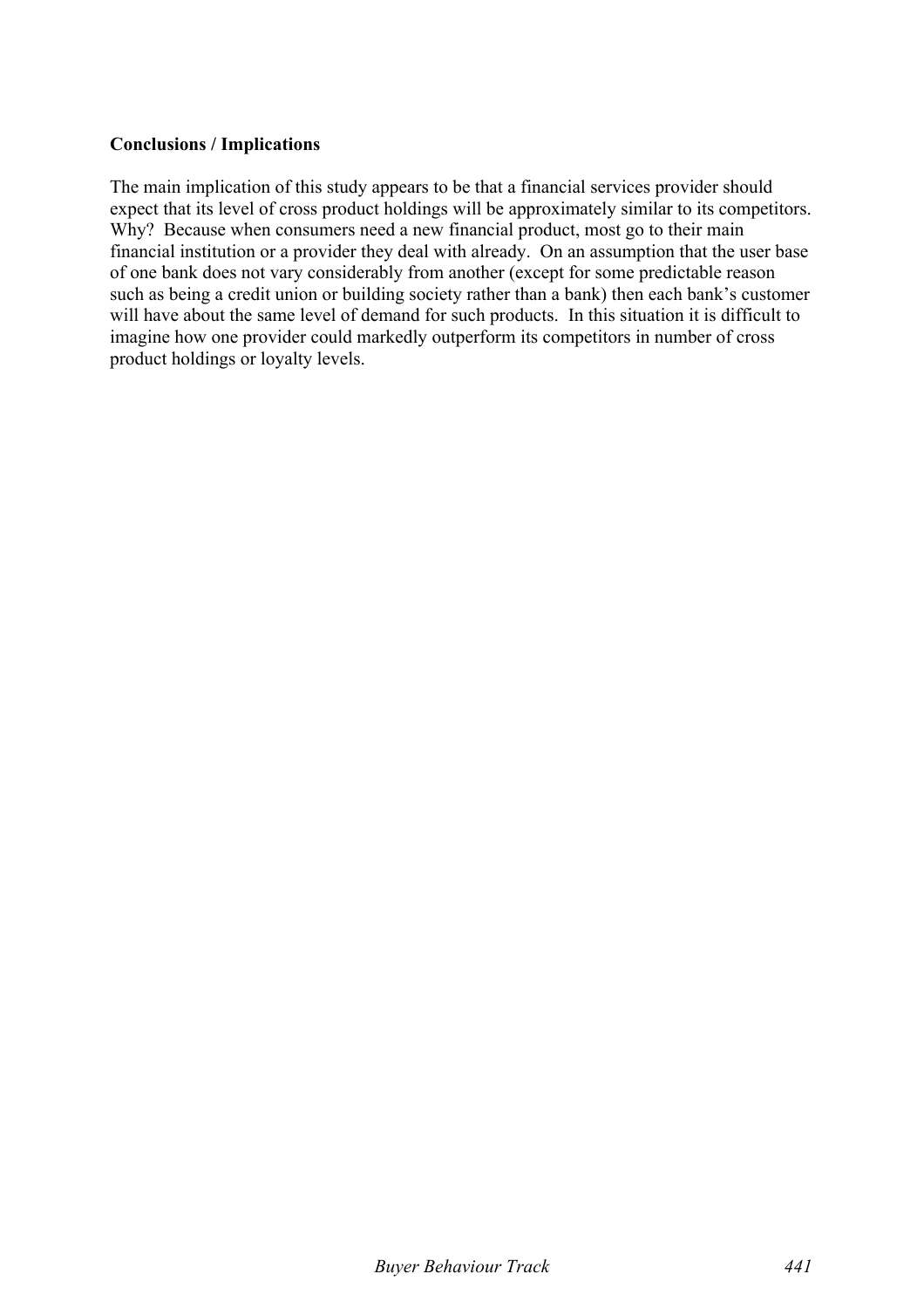**Conclusions / Implications**

The main implication of this study appears to be that a financial services provider should expect that its level of cross product holdings will be approximately similar to its competitors. Why? Because when consumers need a new financial product, most go to their main financial institution or a provider they deal with already. On an assumption that the user base of one bank does not vary considerably from another (except for some predictable reason such as being a credit union or building society rather than a bank) then each bank's customer will have about the same level of demand for such products. In this situation it is difficult to imagine how one provider could markedly outperform its competitors in number of cross product holdings or loyalty levels.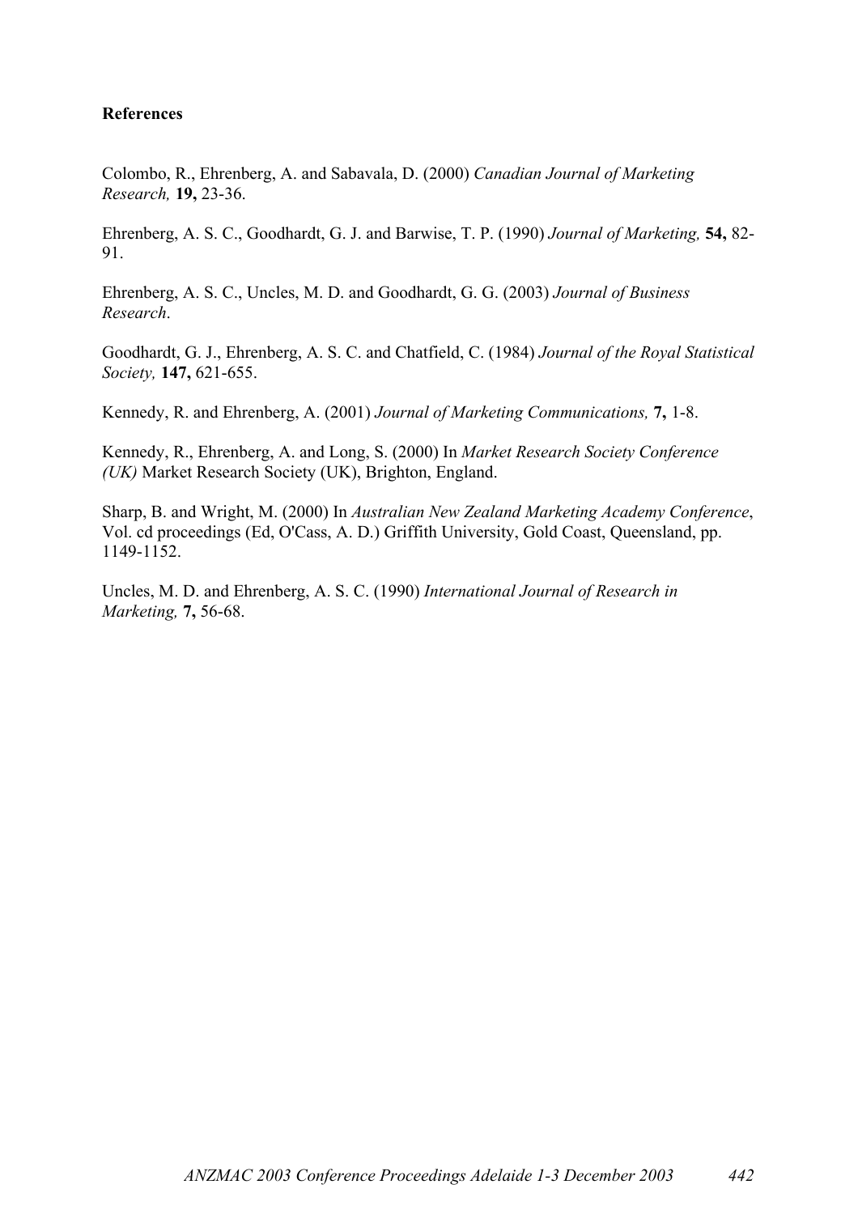**References**

Colombo, R., Ehrenberg, A. and Sabavala, D. (2000) *Canadian Journal of Marketing Research,* **19,** 23-36.

Ehrenberg, A. S. C., Goodhardt, G. J. and Barwise, T. P. (1990) *Journal of Marketing,* **54,** 82-91.

Ehrenberg, A. S. C., Uncles, M. D. and Goodhardt, G. G. (2003) *Journal of Business Research*.

Goodhardt, G. J., Ehrenberg, A. S. C. and Chatfield, C. (1984) *Journal of the Royal Statistical Society,* **147,** 621-655.

Kennedy, R. and Ehrenberg, A. (2001) *Journal of Marketing Communications,* **7,** 1-8.

Kennedy, R., Ehrenberg, A. and Long, S. (2000) In *Market Research Society Conference (UK)* Market Research Society (UK), Brighton, England.

Sharp, B. and Wright, M. (2000) In *Australian New Zealand Marketing Academy Conference*, Vol. cd proceedings (Ed, O'Cass, A. D.) Griffith University, Gold Coast, Queensland, pp. 1149-1152.

Uncles, M. D. and Ehrenberg, A. S. C. (1990) *International Journal of Research in Marketing,* **7,** 56-68.